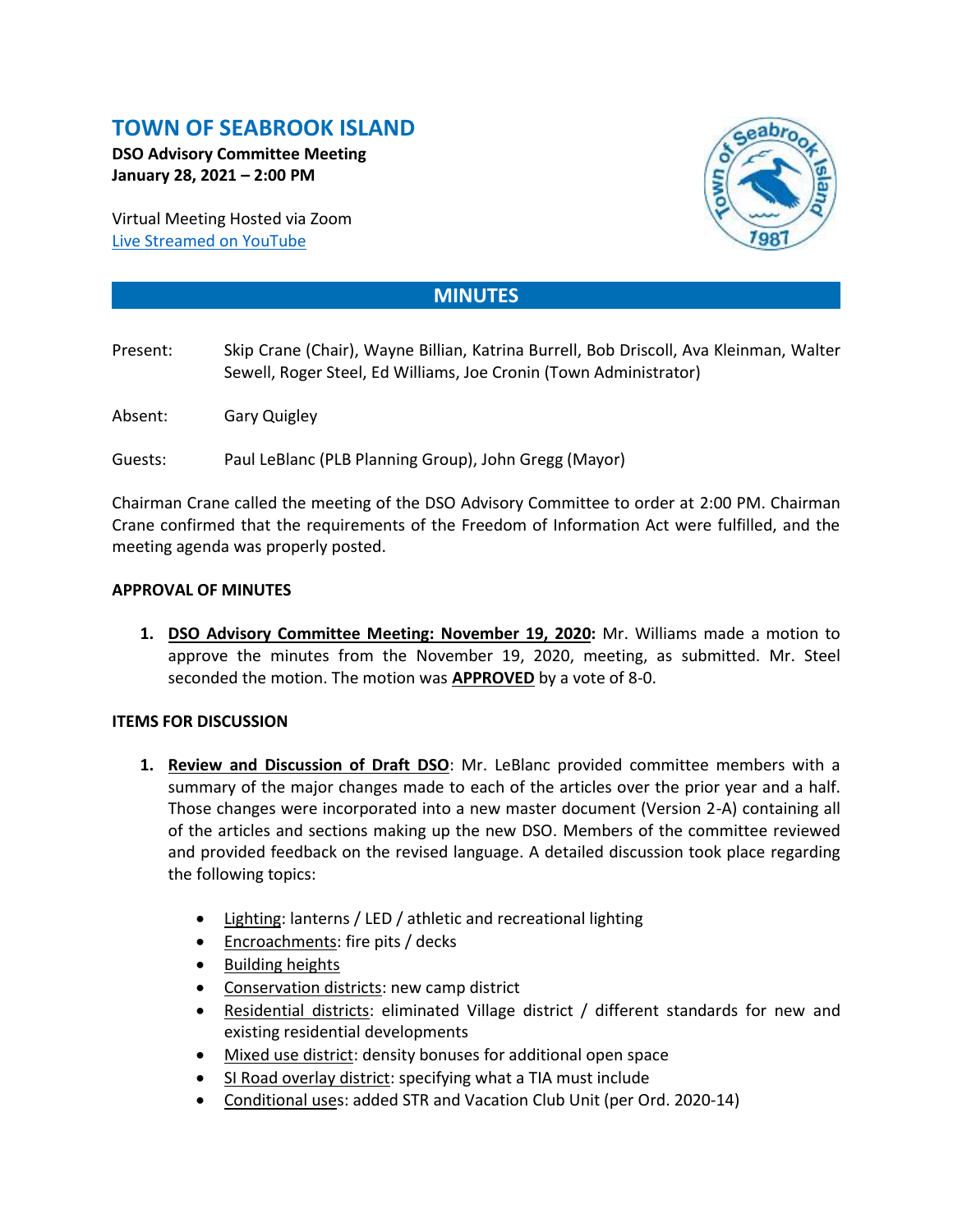# TOWN OF SEABROOK ISLAND

**DSO Advisory Committee Meeting**
**January 28, 2021 – 2:00 PM**

Virtual Meeting Hosted via Zoom
Live Streamed on YouTube

## MINUTES

Present: Skip Crane (Chair), Wayne Billian, Katrina Burrell, Bob Driscoll, Ava Kleinman, Walter Sewell, Roger Steel, Ed Williams, Joe Cronin (Town Administrator)

Absent: Gary Quigley

Guests: Paul LeBlanc (PLB Planning Group), John Gregg (Mayor)

Chairman Crane called the meeting of the DSO Advisory Committee to order at 2:00 PM. Chairman Crane confirmed that the requirements of the Freedom of Information Act were fulfilled, and the meeting agenda was properly posted.

### APPROVAL OF MINUTES

1. **DSO Advisory Committee Meeting: November 19, 2020:** Mr. Williams made a motion to approve the minutes from the November 19, 2020, meeting, as submitted. Mr. Steel seconded the motion. The motion was **APPROVED** by a vote of 8-0.

### ITEMS FOR DISCUSSION

1. **Review and Discussion of Draft DSO**: Mr. LeBlanc provided committee members with a summary of the major changes made to each of the articles over the prior year and a half. Those changes were incorporated into a new master document (Version 2-A) containing all of the articles and sections making up the new DSO. Members of the committee reviewed and provided feedback on the revised language. A detailed discussion took place regarding the following topics:
   - Lighting: lanterns / LED / athletic and recreational lighting
   - Encroachments: fire pits / decks
   - Building heights
   - Conservation districts: new camp district
   - Residential districts: eliminated Village district / different standards for new and existing residential developments
   - Mixed use district: density bonuses for additional open space
   - SI Road overlay district: specifying what a TIA must include
   - Conditional uses: added STR and Vacation Club Unit (per Ord. 2020-14)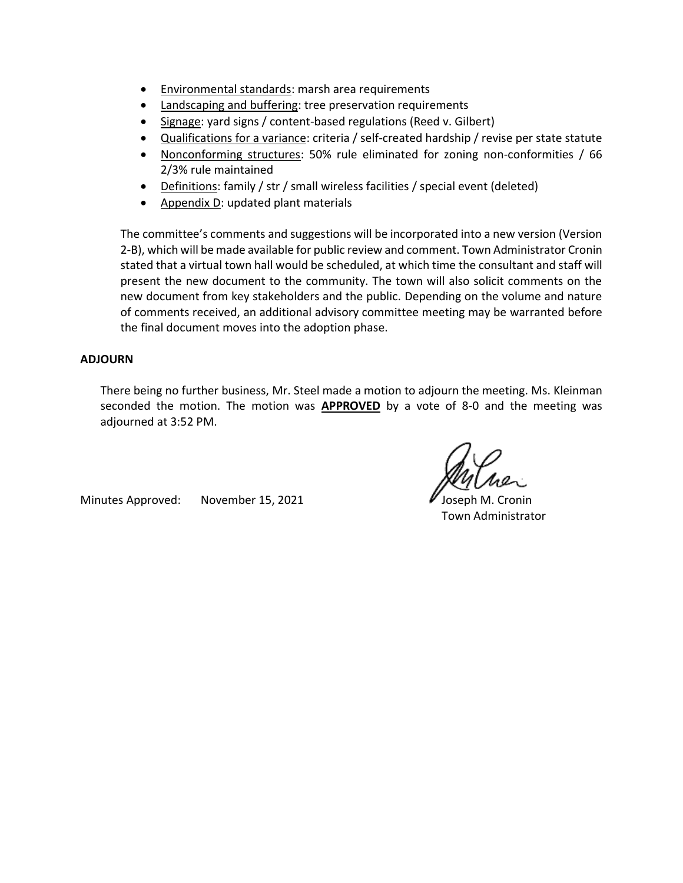- Environmental standards: marsh area requirements
- Landscaping and buffering: tree preservation requirements
- Signage: yard signs / content-based regulations (Reed v. Gilbert)
- Qualifications for a variance: criteria / self-created hardship / revise per state statute
- Nonconforming structures: 50% rule eliminated for zoning non-conformities / 66 2/3% rule maintained
- Definitions: family / str / small wireless facilities / special event (deleted)
- Appendix D: updated plant materials

The committee's comments and suggestions will be incorporated into a new version (Version 2-B), which will be made available for public review and comment. Town Administrator Cronin stated that a virtual town hall would be scheduled, at which time the consultant and staff will present the new document to the community. The town will also solicit comments on the new document from key stakeholders and the public. Depending on the volume and nature of comments received, an additional advisory committee meeting may be warranted before the final document moves into the adoption phase.

**ADJOURN**

There being no further business, Mr. Steel made a motion to adjourn the meeting. Ms. Kleinman seconded the motion. The motion was **APPROVED** by a vote of 8-0 and the meeting was adjourned at 3:52 PM.

Minutes Approved: November 15, 2021

Joseph M. Cronin
Town Administrator